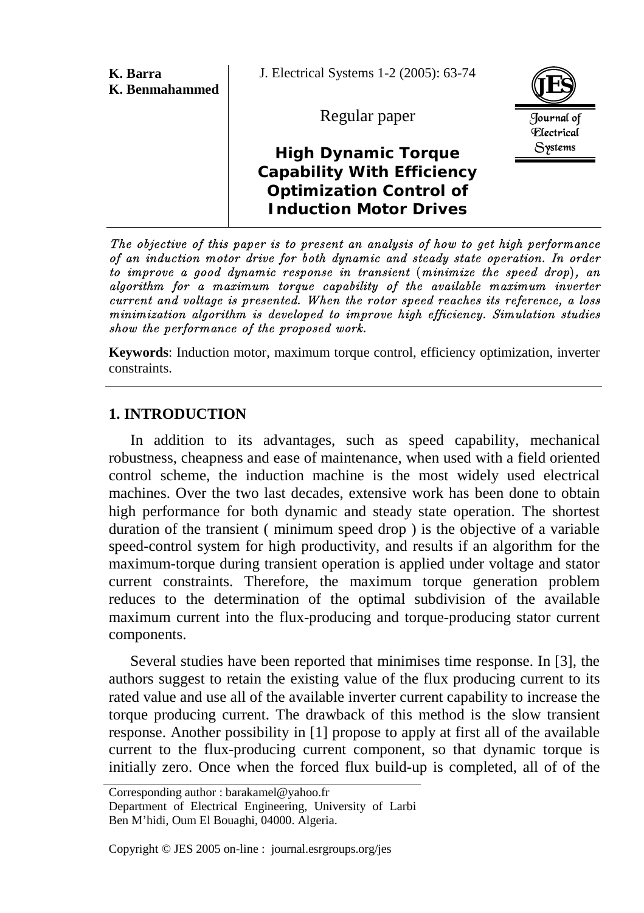**K. Barra**
**K. Benmahammed**

Regular paper

# High Dynamic Torque Capability With Efficiency Optimization Control of Induction Motor Drives

*The objective of this paper is to present an analysis of how to get high performance of an induction motor drive for both dynamic and steady state operation. In order to improve a good dynamic response in transient (minimize the speed drop), an algorithm for a maximum torque capability of the available maximum inverter current and voltage is presented. When the rotor speed reaches its reference, a loss minimization algorithm is developed to improve high efficiency. Simulation studies show the performance of the proposed work.*

**Keywords**: Induction motor, maximum torque control, efficiency optimization, inverter constraints.

## 1. INTRODUCTION

In addition to its advantages, such as speed capability, mechanical robustness, cheapness and ease of maintenance, when used with a field oriented control scheme, the induction machine is the most widely used electrical machines. Over the two last decades, extensive work has been done to obtain high performance for both dynamic and steady state operation. The shortest duration of the transient ( minimum speed drop ) is the objective of a variable speed-control system for high productivity, and results if an algorithm for the maximum-torque during transient operation is applied under voltage and stator current constraints. Therefore, the maximum torque generation problem reduces to the determination of the optimal subdivision of the available maximum current into the flux-producing and torque-producing stator current components.

Several studies have been reported that minimises time response. In [3], the authors suggest to retain the existing value of the flux producing current to its rated value and use all of the available inverter current capability to increase the torque producing current. The drawback of this method is the slow transient response. Another possibility in [1] propose to apply at first all of the available current to the flux-producing current component, so that dynamic torque is initially zero. Once when the forced flux build-up is completed, all of of the

Corresponding author : barakamel@yahoo.fr
Department of Electrical Engineering, University of Larbi Ben M'hidi, Oum El Bouaghi, 04000. Algeria.

Copyright © JES 2005 on-line : journal.esrgroups.org/jes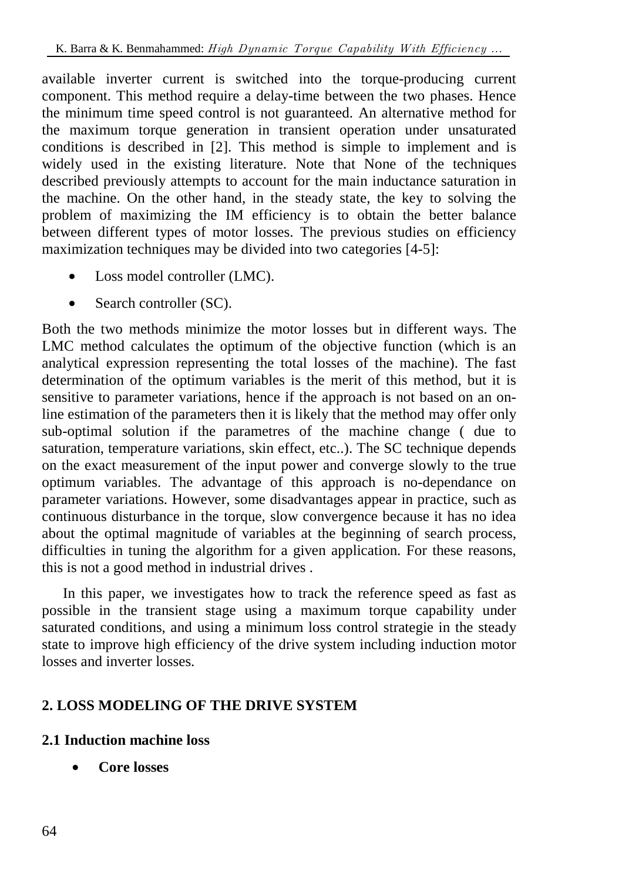available inverter current is switched into the torque-producing current component. This method require a delay-time between the two phases. Hence the minimum time speed control is not guaranteed. An alternative method for the maximum torque generation in transient operation under unsaturated conditions is described in [2]. This method is simple to implement and is widely used in the existing literature. Note that None of the techniques described previously attempts to account for the main inductance saturation in the machine. On the other hand, in the steady state, the key to solving the problem of maximizing the IM efficiency is to obtain the better balance between different types of motor losses. The previous studies on efficiency maximization techniques may be divided into two categories [4-5]:

- Loss model controller (LMC).
- Search controller (SC).

Both the two methods minimize the motor losses but in different ways. The LMC method calculates the optimum of the objective function (which is an analytical expression representing the total losses of the machine). The fast determination of the optimum variables is the merit of this method, but it is sensitive to parameter variations, hence if the approach is not based on an on-line estimation of the parameters then it is likely that the method may offer only sub-optimal solution if the parametres of the machine change ( due to saturation, temperature variations, skin effect, etc..). The SC technique depends on the exact measurement of the input power and converge slowly to the true optimum variables. The advantage of this approach is no-dependance on parameter variations. However, some disadvantages appear in practice, such as continuous disturbance in the torque, slow convergence because it has no idea about the optimal magnitude of variables at the beginning of search process, difficulties in tuning the algorithm for a given application. For these reasons, this is not a good method in industrial drives .

In this paper, we investigates how to track the reference speed as fast as possible in the transient stage using a maximum torque capability under saturated conditions, and using a minimum loss control strategie in the steady state to improve high efficiency of the drive system including induction motor losses and inverter losses.

## 2. LOSS MODELING OF THE DRIVE SYSTEM

### 2.1 Induction machine loss

- **Core losses**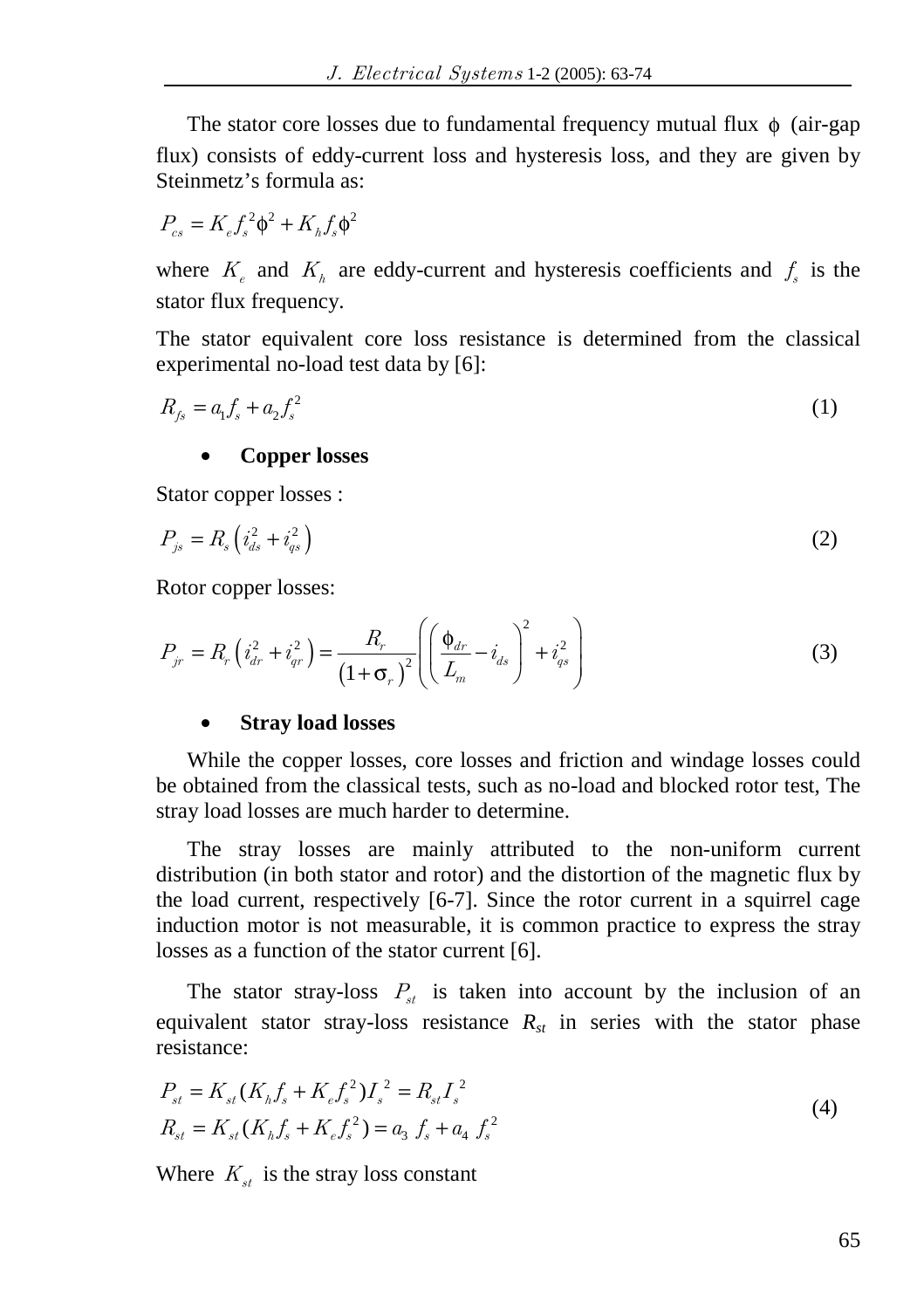The stator core losses due to fundamental frequency mutual flux $\phi$ (air-gap flux) consists of eddy-current loss and hysteresis loss, and they are given by Steinmetz's formula as:

$$P_{cs} = K_e f_s^2 \phi^2 + K_h f_s \phi^2$$

where $K_e$ and $K_h$ are eddy-current and hysteresis coefficients and $f_s$ is the stator flux frequency.

The stator equivalent core loss resistance is determined from the classical experimental no-load test data by [6]:

$$R_{fs} = a_1 f_s + a_2 f_s^2 \tag{1}$$

- **Copper losses**

Stator copper losses :

$$P_{js} = R_s \left( i_{ds}^2 + i_{qs}^2 \right) \tag{2}$$

Rotor copper losses:

$$P_{jr} = R_r \left( i_{dr}^2 + i_{qr}^2 \right) = \frac{R_r}{\left(1+\sigma_r\right)^2} \left( \left( \frac{\phi_{dr}}{L_m} - i_{ds} \right)^2 + i_{qs}^2 \right) \tag{3}$$

- **Stray load losses**

While the copper losses, core losses and friction and windage losses could be obtained from the classical tests, such as no-load and blocked rotor test, The stray load losses are much harder to determine.

The stray losses are mainly attributed to the non-uniform current distribution (in both stator and rotor) and the distortion of the magnetic flux by the load current, respectively [6-7]. Since the rotor current in a squirrel cage induction motor is not measurable, it is common practice to express the stray losses as a function of the stator current [6].

The stator stray-loss $P_{st}$ is taken into account by the inclusion of an equivalent stator stray-loss resistance $R_{st}$ in series with the stator phase resistance:

$$\begin{aligned} P_{st} &= K_{st}(K_h f_s + K_e f_s^2) I_s^2 = R_{st} I_s^2 \\ R_{st} &= K_{st}(K_h f_s + K_e f_s^2) = a_3 f_s + a_4 f_s^2 \end{aligned} \tag{4}$$

Where $K_{st}$ is the stray loss constant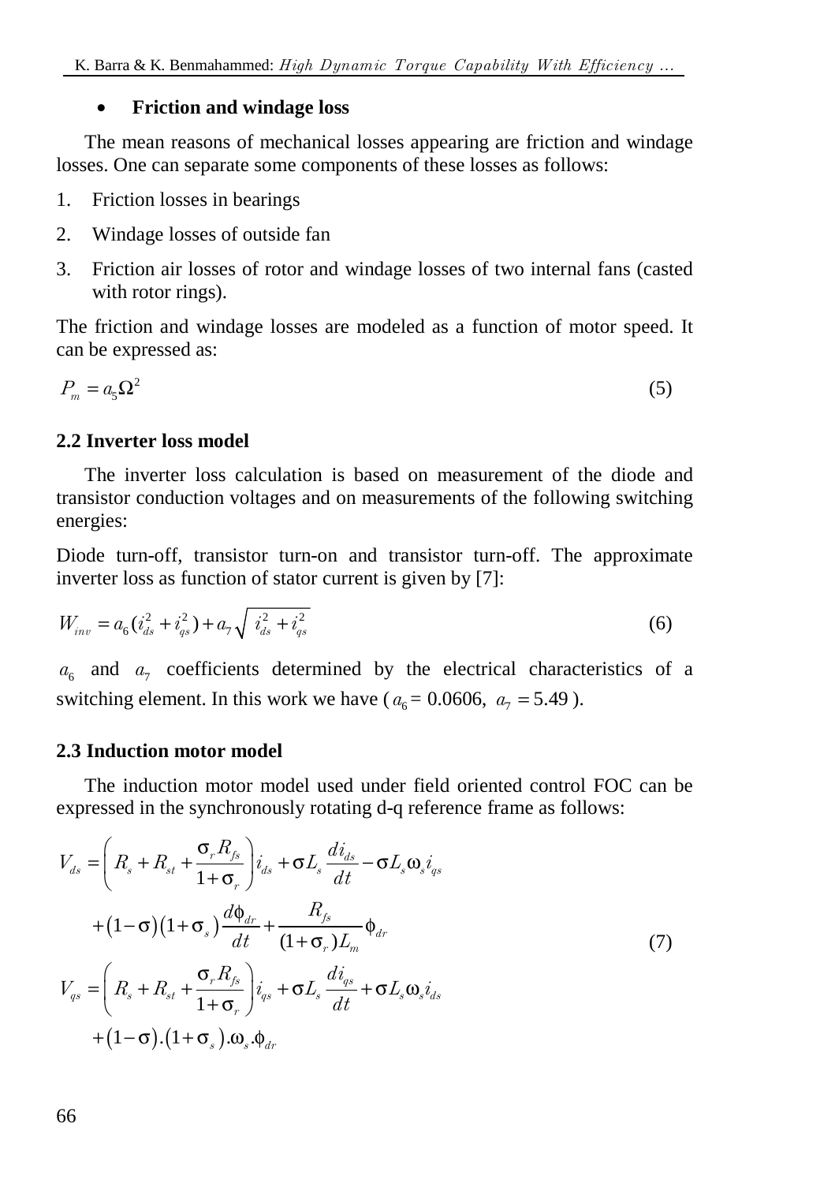- **Friction and windage loss**

The mean reasons of mechanical losses appearing are friction and windage losses. One can separate some components of these losses as follows:

1. Friction losses in bearings
2. Windage losses of outside fan
3. Friction air losses of rotor and windage losses of two internal fans (casted with rotor rings).

The friction and windage losses are modeled as a function of motor speed. It can be expressed as:

$$P_m = a_5 \Omega^2 \tag{5}$$

### 2.2 Inverter loss model

The inverter loss calculation is based on measurement of the diode and transistor conduction voltages and on measurements of the following switching energies:

Diode turn-off, transistor turn-on and transistor turn-off. The approximate inverter loss as function of stator current is given by [7]:

$$W_{inv} = a_6 (i_{ds}^2 + i_{qs}^2) + a_7 \sqrt{i_{ds}^2 + i_{qs}^2} \tag{6}$$

$a_6$ and $a_7$ coefficients determined by the electrical characteristics of a switching element. In this work we have ($a_6 = 0.0606$, $a_7 = 5.49$).

### 2.3 Induction motor model

The induction motor model used under field oriented control FOC can be expressed in the synchronously rotating d-q reference frame as follows:

$$\begin{aligned}
V_{ds} &= \left( R_s + R_{st} + \frac{\sigma_r R_{fs}}{1+\sigma_r} \right) i_{ds} + \sigma L_s \frac{di_{ds}}{dt} - \sigma L_s \omega_s i_{qs} \\
&\quad + (1-\sigma)(1+\sigma_s) \frac{d\phi_{dr}}{dt} + \frac{R_{fs}}{(1+\sigma_r) L_m} \phi_{dr} \\
V_{qs} &= \left( R_s + R_{st} + \frac{\sigma_r R_{fs}}{1+\sigma_r} \right) i_{qs} + \sigma L_s \frac{di_{qs}}{dt} + \sigma L_s \omega_s i_{ds} \\
&\quad + (1-\sigma).(1+\sigma_s).\omega_s.\phi_{dr}
\end{aligned} \tag{7}$$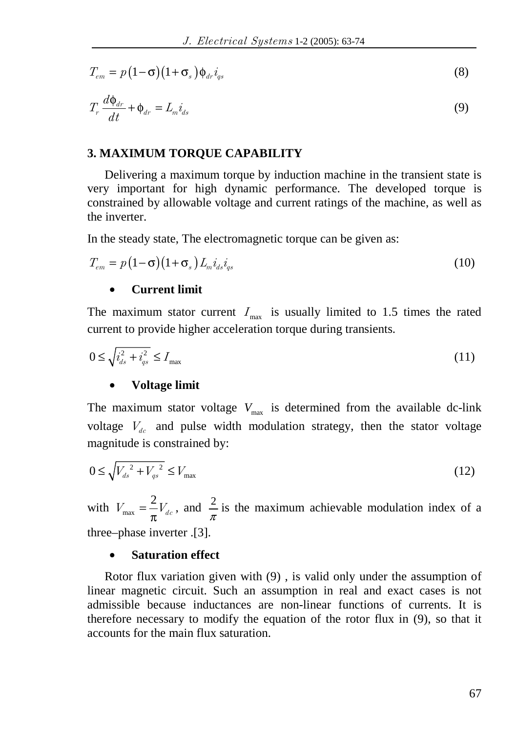$$T_{em} = p(1-\sigma)(1+\sigma_s)\phi_{dr} i_{qs} \tag{8}$$

$$T_r \frac{d\phi_{dr}}{dt} + \phi_{dr} = L_m i_{ds} \tag{9}$$

## 3. MAXIMUM TORQUE CAPABILITY

Delivering a maximum torque by induction machine in the transient state is very important for high dynamic performance. The developed torque is constrained by allowable voltage and current ratings of the machine, as well as the inverter.

In the steady state, The electromagnetic torque can be given as:

$$T_{em} = p(1-\sigma)(1+\sigma_s) L_m i_{ds} i_{qs} \tag{10}$$

- **Current limit**

The maximum stator current $I_{\max}$ is usually limited to 1.5 times the rated current to provide higher acceleration torque during transients.

$$0 \leq \sqrt{i_{ds}^2 + i_{qs}^2} \leq I_{\max} \tag{11}$$

- **Voltage limit**

The maximum stator voltage $V_{\max}$ is determined from the available dc-link voltage $V_{dc}$ and pulse width modulation strategy, then the stator voltage magnitude is constrained by:

$$0 \leq \sqrt{V_{ds}{}^2 + V_{qs}{}^2} \leq V_{\max} \tag{12}$$

with $V_{\max} = \frac{2}{\pi} V_{dc}$, and $\frac{2}{\pi}$ is the maximum achievable modulation index of a three–phase inverter .[3].

- **Saturation effect**

Rotor flux variation given with (9) , is valid only under the assumption of linear magnetic circuit. Such an assumption in real and exact cases is not admissible because inductances are non-linear functions of currents. It is therefore necessary to modify the equation of the rotor flux in (9), so that it accounts for the main flux saturation.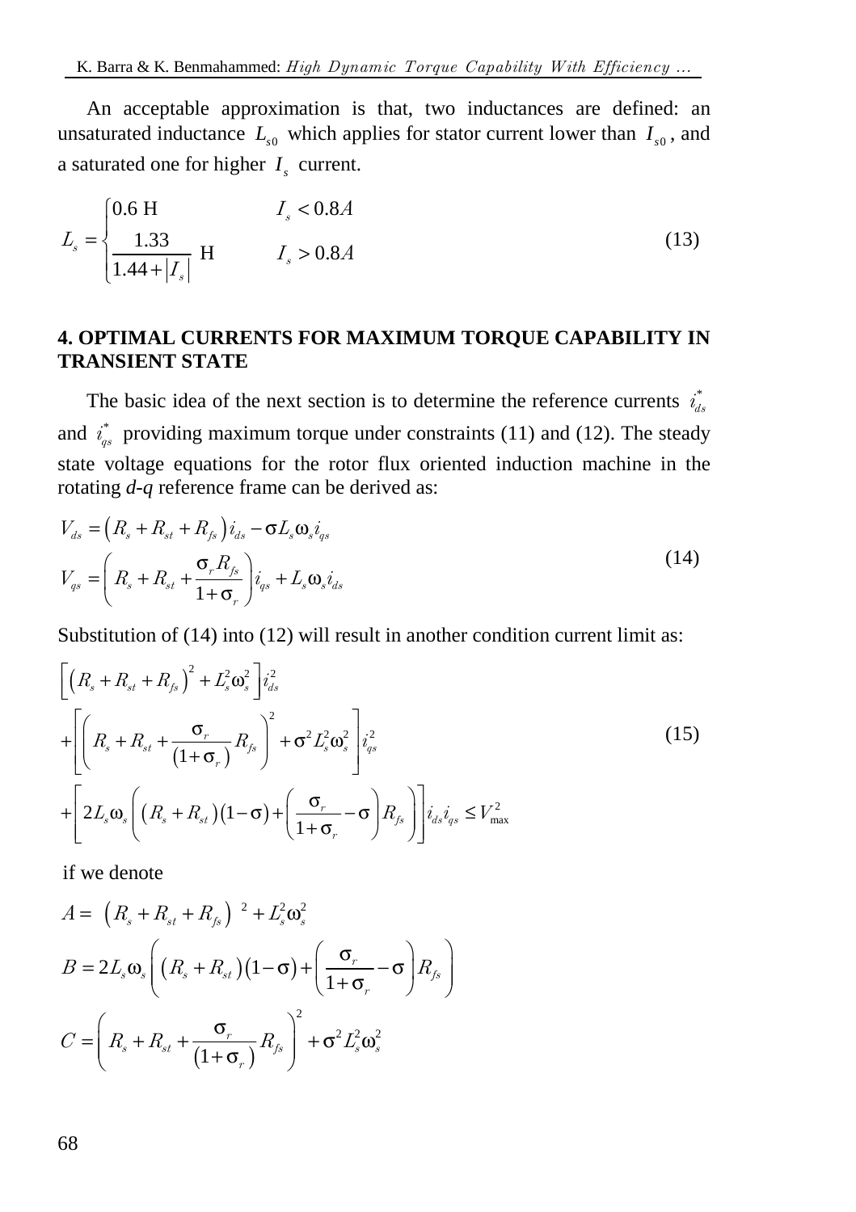An acceptable approximation is that, two inductances are defined: an unsaturated inductance $L_{s0}$ which applies for stator current lower than $I_{s0}$, and a saturated one for higher $I_s$ current.

$$L_s = \begin{cases} 0.6 \text{ H} & I_s < 0.8A \\ \dfrac{1.33}{1.44 + |I_s|} \text{ H} & I_s > 0.8A \end{cases} \tag{13}$$

## 4. OPTIMAL CURRENTS FOR MAXIMUM TORQUE CAPABILITY IN TRANSIENT STATE

The basic idea of the next section is to determine the reference currents $i_{ds}^*$ and $i_{qs}^*$ providing maximum torque under constraints (11) and (12). The steady state voltage equations for the rotor flux oriented induction machine in the rotating *d-q* reference frame can be derived as:

$$\begin{aligned} V_{ds} &= \left(R_s + R_{st} + R_{fs}\right) i_{ds} - \sigma L_s \omega_s i_{qs} \\ V_{qs} &= \left(R_s + R_{st} + \frac{\sigma_r R_{fs}}{1+\sigma_r}\right) i_{qs} + L_s \omega_s i_{ds} \end{aligned} \tag{14}$$

Substitution of (14) into (12) will result in another condition current limit as:

$$\begin{aligned} &\left[\left(R_s + R_{st} + R_{fs}\right)^2 + L_s^2 \omega_s^2\right] i_{ds}^2 \\ &+ \left[\left(R_s + R_{st} + \frac{\sigma_r}{\left(1+\sigma_r\right)} R_{fs}\right)^2 + \sigma^2 L_s^2 \omega_s^2\right] i_{qs}^2 \\ &+ \left[2 L_s \omega_s \left(\left(R_s + R_{st}\right)\left(1-\sigma\right) + \left(\frac{\sigma_r}{1+\sigma_r} - \sigma\right) R_{fs}\right)\right] i_{ds} i_{qs} \leq V_{\max}^2 \end{aligned} \tag{15}$$

if we denote

$$A = \left(R_s + R_{st} + R_{fs}\right)^2 + L_s^2 \omega_s^2$$

$$B = 2 L_s \omega_s \left(\left(R_s + R_{st}\right)\left(1-\sigma\right) + \left(\frac{\sigma_r}{1+\sigma_r} - \sigma\right) R_{fs}\right)$$

$$C = \left(R_s + R_{st} + \frac{\sigma_r}{\left(1+\sigma_r\right)} R_{fs}\right)^2 + \sigma^2 L_s^2 \omega_s^2$$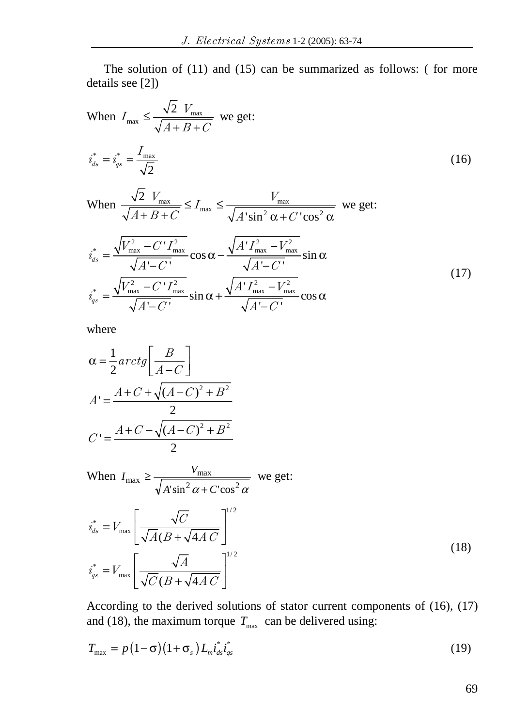The solution of (11) and (15) can be summarized as follows: ( for more details see [2])

When $I_{\max} \le \dfrac{\sqrt{2}\ V_{\max}}{\sqrt{A+B+C}}$ we get:

$$i_{ds}^{*} = i_{qs}^{*} = \frac{I_{\max}}{\sqrt{2}} \tag{16}$$

When $\dfrac{\sqrt{2}\ V_{\max}}{\sqrt{A+B+C}} \le I_{\max} \le \dfrac{V_{\max}}{\sqrt{A'\sin^2\alpha + C'\cos^2\alpha}}$ we get:

$$\begin{aligned} i_{ds}^{*} &= \frac{\sqrt{V_{\max}^2 - C' I_{\max}^2}}{\sqrt{A'-C'}}\cos\alpha - \frac{\sqrt{A' I_{\max}^2 - V_{\max}^2}}{\sqrt{A'-C'}}\sin\alpha \\ i_{qs}^{*} &= \frac{\sqrt{V_{\max}^2 - C' I_{\max}^2}}{\sqrt{A'-C'}}\sin\alpha + \frac{\sqrt{A' I_{\max}^2 - V_{\max}^2}}{\sqrt{A'-C'}}\cos\alpha \end{aligned} \tag{17}$$

where

$$\alpha = \frac{1}{2} arctg\left[\frac{B}{A-C}\right]$$

$$A' = \frac{A + C + \sqrt{(A-C)^2 + B^2}}{2}$$

$$C' = \frac{A + C - \sqrt{(A-C)^2 + B^2}}{2}$$

When $I_{\max} \ge \dfrac{V_{\max}}{\sqrt{A'\sin^2\alpha + C'\cos^2\alpha}}$ we get:

$$\begin{aligned} i_{ds}^{*} &= V_{\max}\left[\frac{\sqrt{C}}{\sqrt{A}(B + \sqrt{4AC})}\right]^{1/2} \\ i_{qs}^{*} &= V_{\max}\left[\frac{\sqrt{A}}{\sqrt{C}(B + \sqrt{4AC})}\right]^{1/2} \end{aligned} \tag{18}$$

According to the derived solutions of stator current components of (16), (17) and (18), the maximum torque $T_{\max}$ can be delivered using:

$$T_{\max} = p(1-\sigma)(1+\sigma_s) L_m i_{ds}^{*} i_{qs}^{*} \tag{19}$$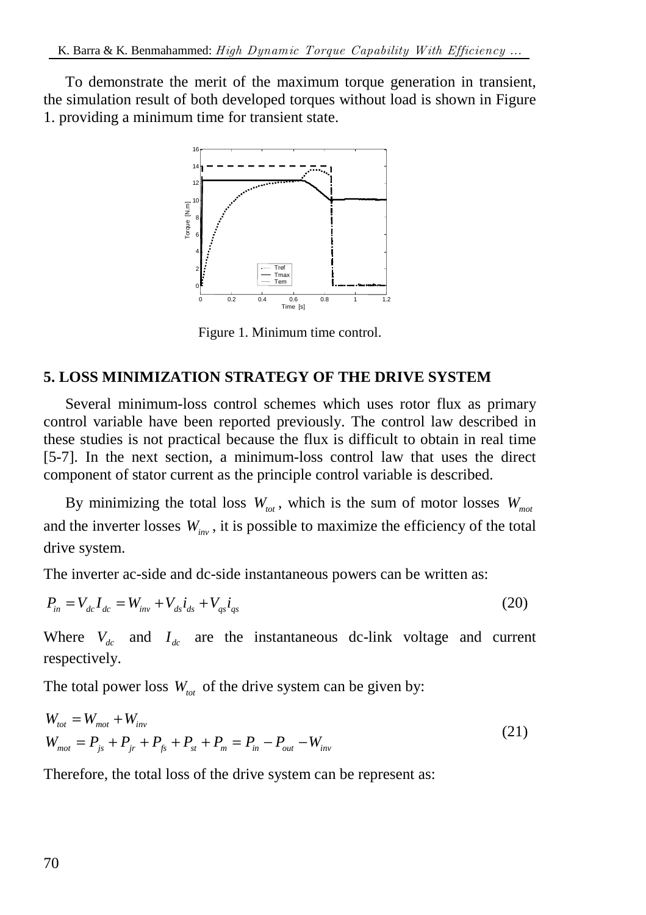To demonstrate the merit of the maximum torque generation in transient, the simulation result of both developed torques without load is shown in Figure 1. providing a minimum time for transient state.

Figure 1. Minimum time control.

## 5. LOSS MINIMIZATION STRATEGY OF THE DRIVE SYSTEM

Several minimum-loss control schemes which uses rotor flux as primary control variable have been reported previously. The control law described in these studies is not practical because the flux is difficult to obtain in real time [5-7]. In the next section, a minimum-loss control law that uses the direct component of stator current as the principle control variable is described.

By minimizing the total loss $W_{tot}$, which is the sum of motor losses $W_{mot}$ and the inverter losses $W_{inv}$, it is possible to maximize the efficiency of the total drive system.

The inverter ac-side and dc-side instantaneous powers can be written as:

$$P_{in} = V_{dc} I_{dc} = W_{inv} + V_{ds} i_{ds} + V_{qs} i_{qs} \tag{20}$$

Where $V_{dc}$ and $I_{dc}$ are the instantaneous dc-link voltage and current respectively.

The total power loss $W_{tot}$ of the drive system can be given by:

$$\begin{aligned} W_{tot} &= W_{mot} + W_{inv} \\ W_{mot} &= P_{js} + P_{jr} + P_{fs} + P_{st} + P_{m} = P_{in} - P_{out} - W_{inv} \end{aligned} \tag{21}$$

Therefore, the total loss of the drive system can be represent as: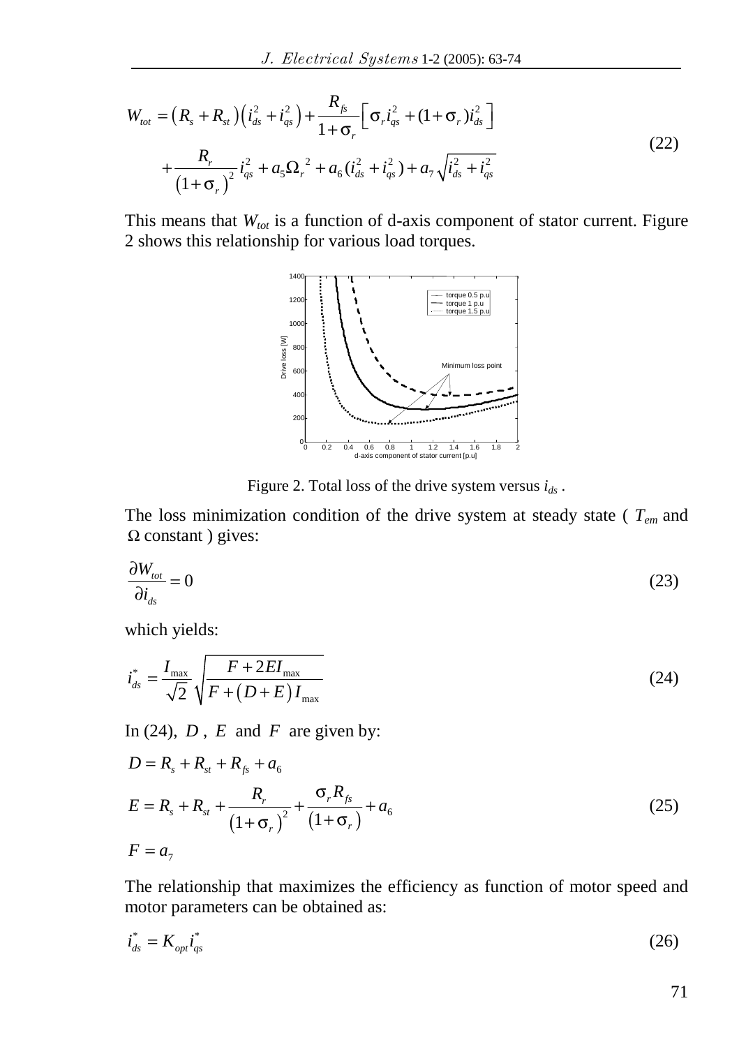$$W_{tot} = \left(R_s + R_{st}\right)\left(i_{ds}^2 + i_{qs}^2\right) + \frac{R_{fs}}{1+\sigma_r}\left[\sigma_r i_{qs}^2 + (1+\sigma_r) i_{ds}^2\right]$$
$$+ \frac{R_r}{\left(1+\sigma_r\right)^2} i_{qs}^2 + a_5 \Omega_r^{\ 2} + a_6 (i_{ds}^2 + i_{qs}^2) + a_7 \sqrt{i_{ds}^2 + i_{qs}^2} \tag{22}$$

This means that $W_{tot}$ is a function of d-axis component of stator current. Figure 2 shows this relationship for various load torques.

Figure 2. Total loss of the drive system versus $i_{ds}$ .

The loss minimization condition of the drive system at steady state ( $T_{em}$ and $\Omega$ constant ) gives:

$$\frac{\partial W_{tot}}{\partial i_{ds}} = 0 \tag{23}$$

which yields:

$$i_{ds}^* = \frac{I_{\max}}{\sqrt{2}} \sqrt{\frac{F + 2EI_{\max}}{F + \left(D + E\right) I_{\max}}} \tag{24}$$

In (24), $D$ , $E$ and $F$ are given by:

$$D = R_s + R_{st} + R_{fs} + a_6$$
$$E = R_s + R_{st} + \frac{R_r}{\left(1+\sigma_r\right)^2} + \frac{\sigma_r R_{fs}}{\left(1+\sigma_r\right)} + a_6 \tag{25}$$
$$F = a_7$$

The relationship that maximizes the efficiency as function of motor speed and motor parameters can be obtained as:

$$i_{ds}^* = K_{opt} i_{qs}^* \tag{26}$$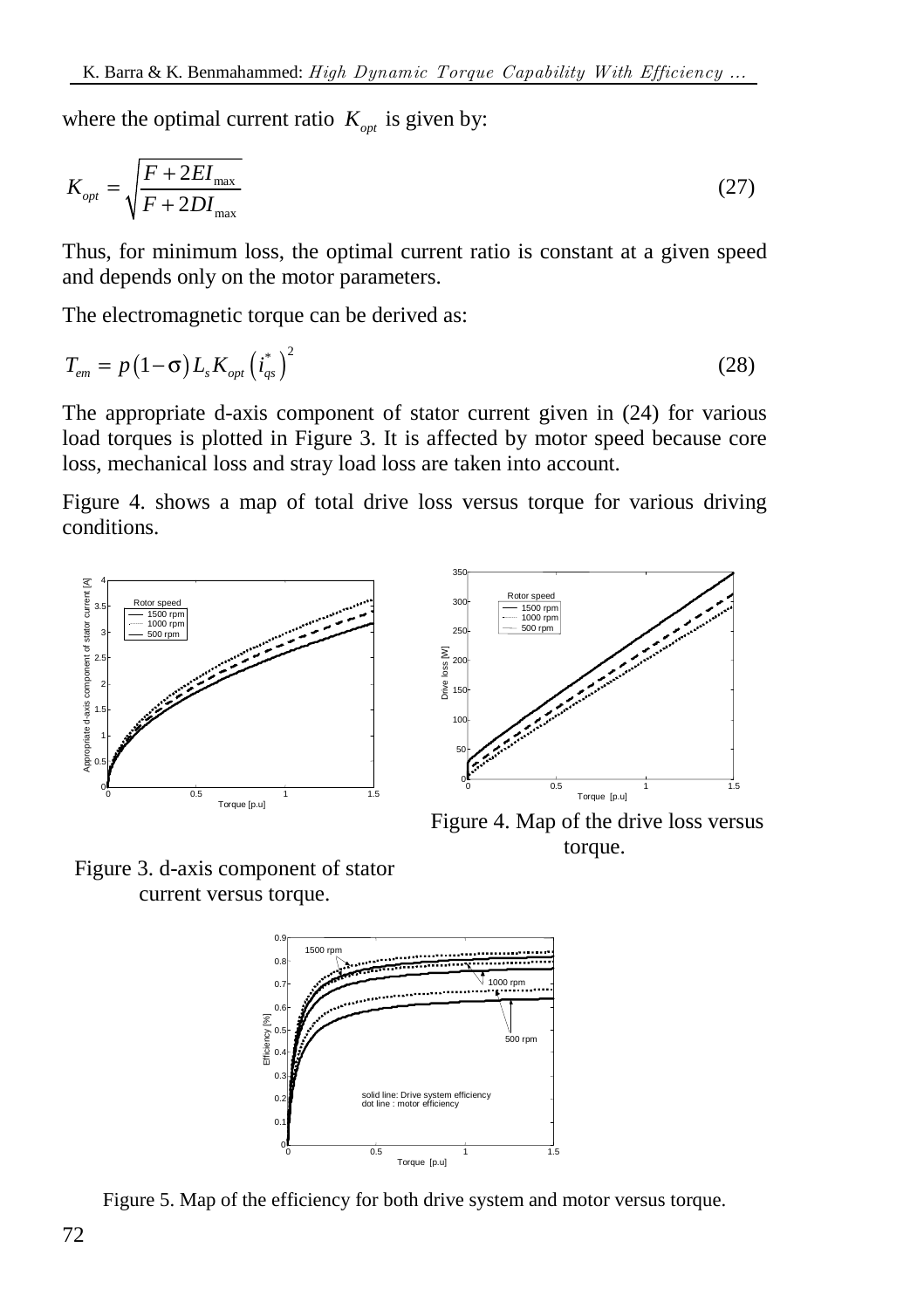where the optimal current ratio $K_{opt}$ is given by:

$$K_{opt} = \sqrt{\frac{F + 2EI_{\max}}{F + 2DI_{\max}}} \tag{27}$$

Thus, for minimum loss, the optimal current ratio is constant at a given speed and depends only on the motor parameters.

The electromagnetic torque can be derived as:

$$T_{em} = p\left(1-\sigma\right)L_s K_{opt}\left(i_{qs}^*\right)^2 \tag{28}$$

The appropriate d-axis component of stator current given in (24) for various load torques is plotted in Figure 3. It is affected by motor speed because core loss, mechanical loss and stray load loss are taken into account.

Figure 4. shows a map of total drive loss versus torque for various driving conditions.

Figure 3. d-axis component of stator current versus torque.

Figure 4. Map of the drive loss versus torque.

Figure 5. Map of the efficiency for both drive system and motor versus torque.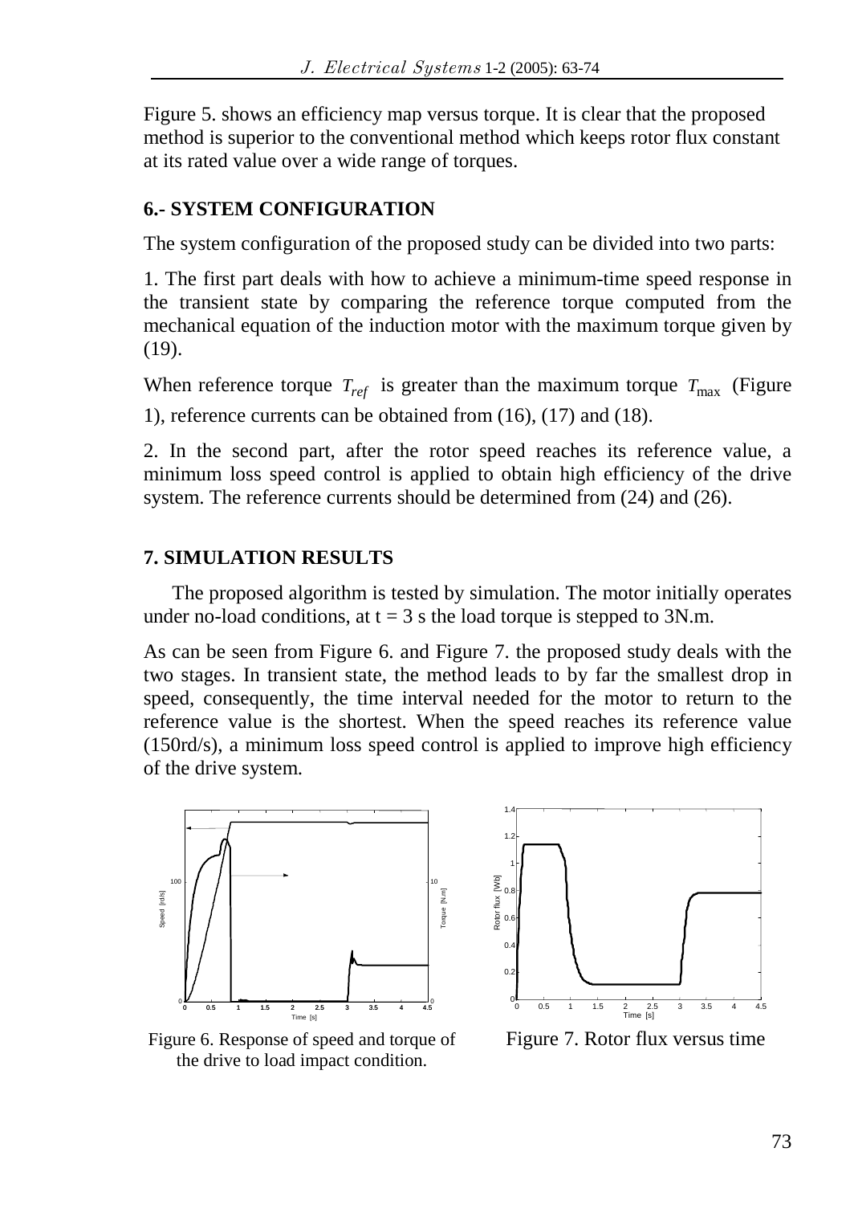Figure 5. shows an efficiency map versus torque. It is clear that the proposed method is superior to the conventional method which keeps rotor flux constant at its rated value over a wide range of torques.

## 6.- SYSTEM CONFIGURATION

The system configuration of the proposed study can be divided into two parts:

1. The first part deals with how to achieve a minimum-time speed response in the transient state by comparing the reference torque computed from the mechanical equation of the induction motor with the maximum torque given by (19).

When reference torque $T_{ref}$ is greater than the maximum torque $T_{\max}$ (Figure 1), reference currents can be obtained from (16), (17) and (18).

2. In the second part, after the rotor speed reaches its reference value, a minimum loss speed control is applied to obtain high efficiency of the drive system. The reference currents should be determined from (24) and (26).

## 7. SIMULATION RESULTS

The proposed algorithm is tested by simulation. The motor initially operates under no-load conditions, at t = 3 s the load torque is stepped to 3N.m.

As can be seen from Figure 6. and Figure 7. the proposed study deals with the two stages. In transient state, the method leads to by far the smallest drop in speed, consequently, the time interval needed for the motor to return to the reference value is the shortest. When the speed reaches its reference value (150rd/s), a minimum loss speed control is applied to improve high efficiency of the drive system.

Figure 6. Response of speed and torque of the drive to load impact condition.

Figure 7. Rotor flux versus time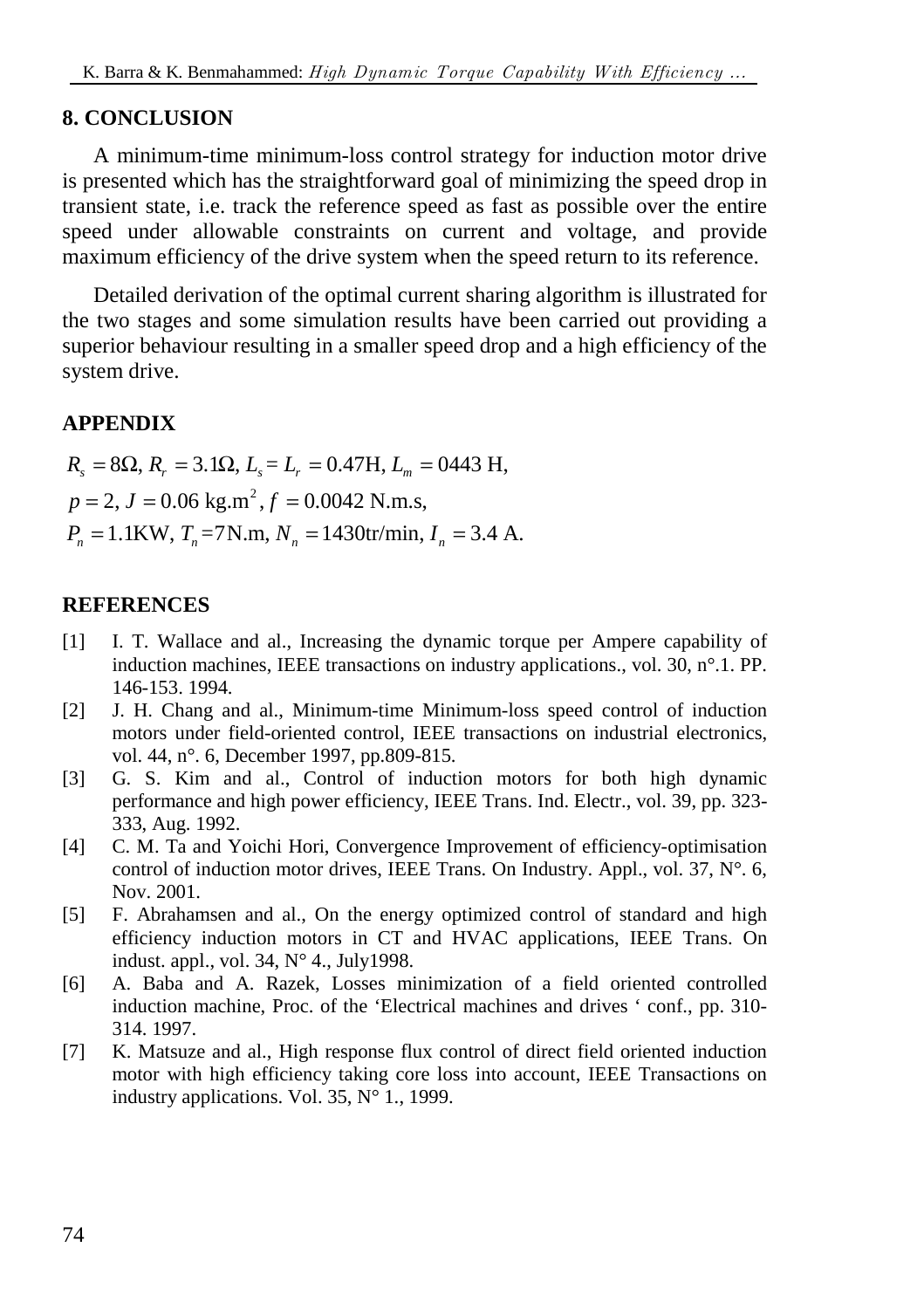## 8. CONCLUSION

A minimum-time minimum-loss control strategy for induction motor drive is presented which has the straightforward goal of minimizing the speed drop in transient state, i.e. track the reference speed as fast as possible over the entire speed under allowable constraints on current and voltage, and provide maximum efficiency of the drive system when the speed return to its reference.

Detailed derivation of the optimal current sharing algorithm is illustrated for the two stages and some simulation results have been carried out providing a superior behaviour resulting in a smaller speed drop and a high efficiency of the system drive.

## APPENDIX

$R_s = 8\Omega$, $R_r = 3.1\Omega$, $L_s = L_r = 0.47\text{H}$, $L_m = 0443$ H,

$p = 2$, $J = 0.06$ kg.m$^2$, $f = 0.0042$ N.m.s,

$P_n = 1.1\text{KW}$, $T_n$=7N.m, $N_n = 1430$tr/min, $I_n = 3.4$ A.

## REFERENCES

[1] I. T. Wallace and al., Increasing the dynamic torque per Ampere capability of induction machines, IEEE transactions on industry applications., vol. 30, n°.1. PP. 146-153. 1994.

[2] J. H. Chang and al., Minimum-time Minimum-loss speed control of induction motors under field-oriented control, IEEE transactions on industrial electronics, vol. 44, n°. 6, December 1997, pp.809-815.

[3] G. S. Kim and al., Control of induction motors for both high dynamic performance and high power efficiency, IEEE Trans. Ind. Electr., vol. 39, pp. 323-333, Aug. 1992.

[4] C. M. Ta and Yoichi Hori, Convergence Improvement of efficiency-optimisation control of induction motor drives, IEEE Trans. On Industry. Appl., vol. 37, N°. 6, Nov. 2001.

[5] F. Abrahamsen and al., On the energy optimized control of standard and high efficiency induction motors in CT and HVAC applications, IEEE Trans. On indust. appl., vol. 34, N° 4., July1998.

[6] A. Baba and A. Razek, Losses minimization of a field oriented controlled induction machine, Proc. of the 'Electrical machines and drives ' conf., pp. 310-314. 1997.

[7] K. Matsuze and al., High response flux control of direct field oriented induction motor with high efficiency taking core loss into account, IEEE Transactions on industry applications. Vol. 35, N° 1., 1999.